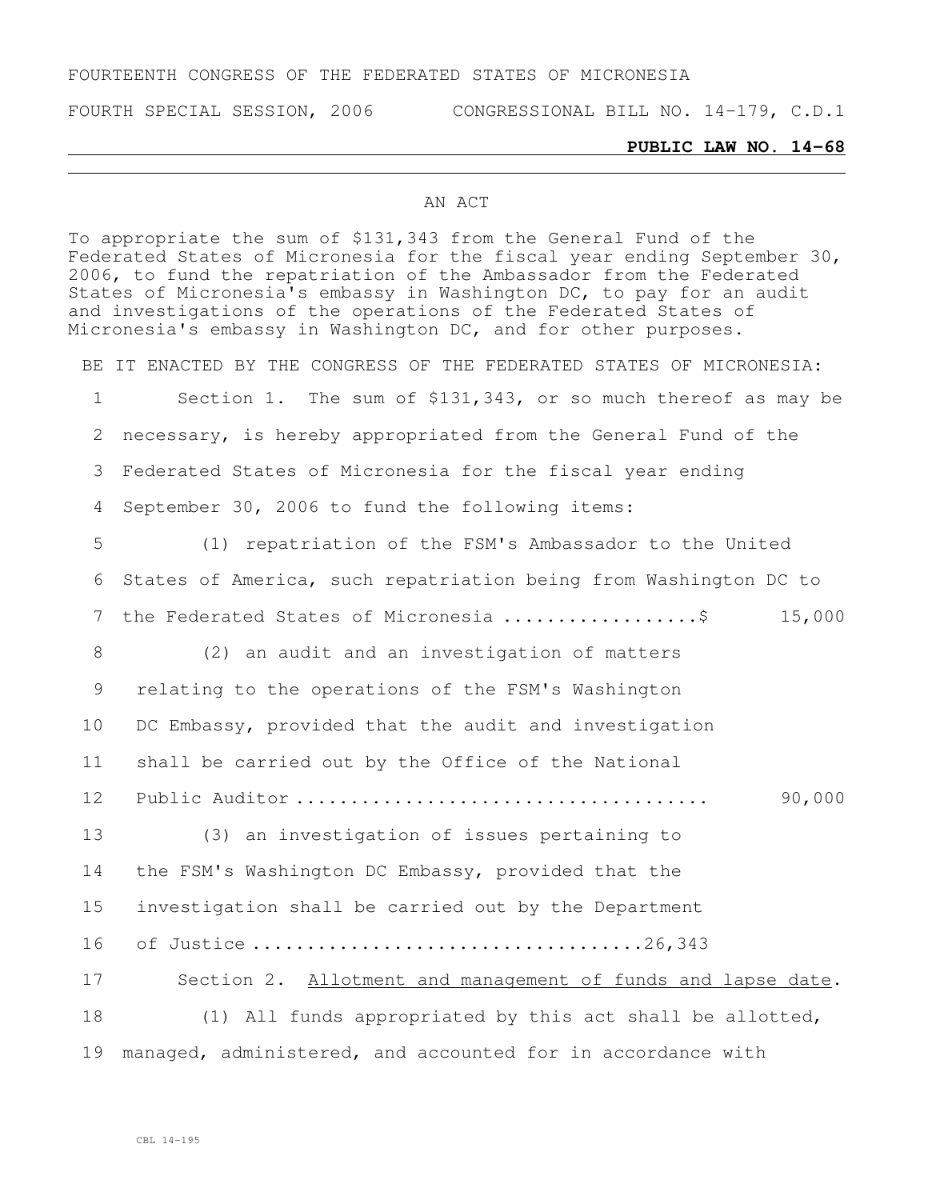FOURTEENTH CONGRESS OF THE FEDERATED STATES OF MICRONESIA

FOURTH SPECIAL SESSION, 2006 CONGRESSIONAL BILL NO. 14-179, C.D.1

**PUBLIC LAW NO. 14-68**

AN ACT

To appropriate the sum of $131,343 from the General Fund of the Federated States of Micronesia for the fiscal year ending September 30, 2006, to fund the repatriation of the Ambassador from the Federated States of Micronesia's embassy in Washington DC, to pay for an audit and investigations of the operations of the Federated States of Micronesia's embassy in Washington DC, and for other purposes.

BE IT ENACTED BY THE CONGRESS OF THE FEDERATED STATES OF MICRONESIA:

1 Section 1. The sum of $131,343, or so much thereof as may be
2 necessary, is hereby appropriated from the General Fund of the
3 Federated States of Micronesia for the fiscal year ending
4 September 30, 2006 to fund the following items:

5 (1) repatriation of the FSM's Ambassador to the United
6 States of America, such repatriation being from Washington DC to
7 the Federated States of Micronesia ..................$ 15,000

8 (2) an audit and an investigation of matters
9 relating to the operations of the FSM's Washington
10 DC Embassy, provided that the audit and investigation
11 shall be carried out by the Office of the National
12 Public Auditor ..................................... 90,000

13 (3) an investigation of issues pertaining to
14 the FSM's Washington DC Embassy, provided that the
15 investigation shall be carried out by the Department
16 of Justice ..................................26,343

17 Section 2. Allotment and management of funds and lapse date.
18 (1) All funds appropriated by this act shall be allotted,
19 managed, administered, and accounted for in accordance with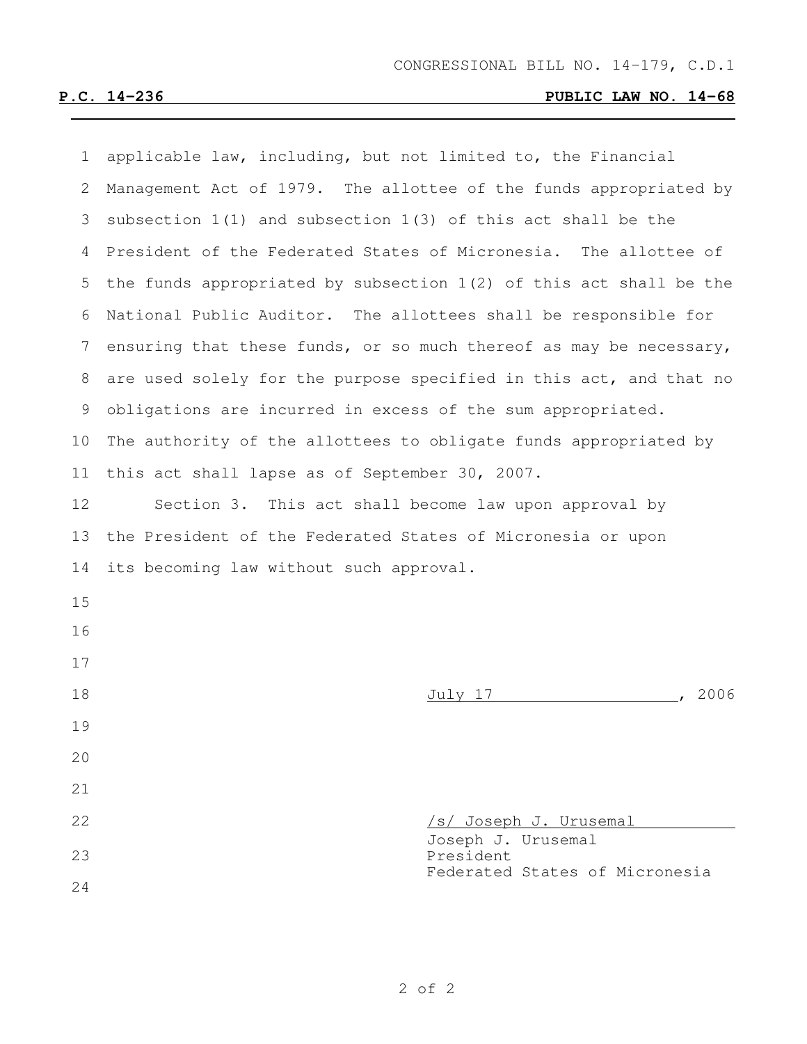CONGRESSIONAL BILL NO. 14-179, C.D.1

**P.C. 14-236** **PUBLIC LAW NO. 14-68**

applicable law, including, but not limited to, the Financial Management Act of 1979. The allottee of the funds appropriated by subsection 1(1) and subsection 1(3) of this act shall be the President of the Federated States of Micronesia. The allottee of the funds appropriated by subsection 1(2) of this act shall be the National Public Auditor. The allottees shall be responsible for ensuring that these funds, or so much thereof as may be necessary, are used solely for the purpose specified in this act, and that no obligations are incurred in excess of the sum appropriated. The authority of the allottees to obligate funds appropriated by this act shall lapse as of September 30, 2007.

Section 3. This act shall become law upon approval by the President of the Federated States of Micronesia or upon its becoming law without such approval.

July 17, 2006

/s/ Joseph J. Urusemal
Joseph J. Urusemal
President
Federated States of Micronesia